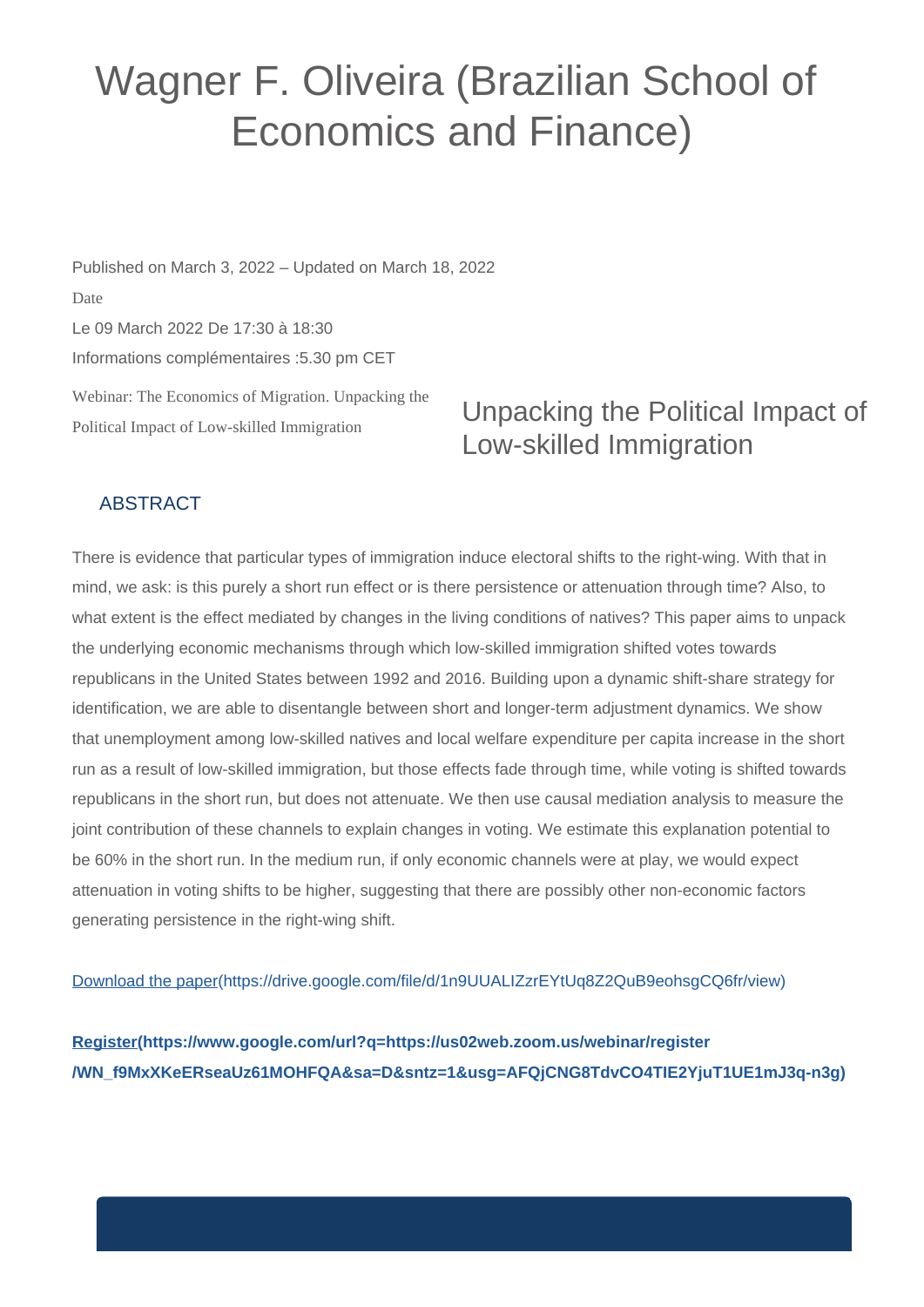# Wagner F. Oliveira (Brazilian School of Economics and Finance)

Published on March 3, 2022 – Updated on March 18, 2022

Date

Le 09 March 2022 De 17:30 à 18:30

Informations complémentaires :5.30 pm CET

Webinar: The Economics of Migration. Unpacking the Political Impact of Low-skilled Immigration

## Unpacking the Political Impact of Low-skilled Immigration

### ABSTRACT

There is evidence that particular types of immigration induce electoral shifts to the right-wing. With that in mind, we ask: is this purely a short run effect or is there persistence or attenuation through time? Also, to what extent is the effect mediated by changes in the living conditions of natives? This paper aims to unpack the underlying economic mechanisms through which low-skilled immigration shifted votes towards republicans in the United States between 1992 and 2016. Building upon a dynamic shift-share strategy for identification, we are able to disentangle between short and longer-term adjustment dynamics. We show that unemployment among low-skilled natives and local welfare expenditure per capita increase in the short run as a result of low-skilled immigration, but those effects fade through time, while voting is shifted towards republicans in the short run, but does not attenuate. We then use causal mediation analysis to measure the joint contribution of these channels to explain changes in voting. We estimate this explanation potential to be 60% in the short run. In the medium run, if only economic channels were at play, we would expect attenuation in voting shifts to be higher, suggesting that there are possibly other non-economic factors generating persistence in the right-wing shift.

[Download the paper](https://drive.google.com/file/d/1n9UUALIZzrEYtUq8Z2QuB9eohsgCQ6fr/view)(https://drive.google.com/file/d/1n9UUALIZzrEYtUq8Z2QuB9eohsgCQ6fr/view)

**[Register](https://www.google.com/url?q=https://us02web.zoom.us/webinar/register/WN_f9MxXKeERseaUz61MOHFQA&sa=D&sntz=1&usg=AFQjCNG8TdvCO4TIE2YjuT1UE1mJ3q-n3g)(https://www.google.com/url?q=https://us02web.zoom.us/webinar/register/WN_f9MxXKeERseaUz61MOHFQA&sa=D&sntz=1&usg=AFQjCNG8TdvCO4TIE2YjuT1UE1mJ3q-n3g)**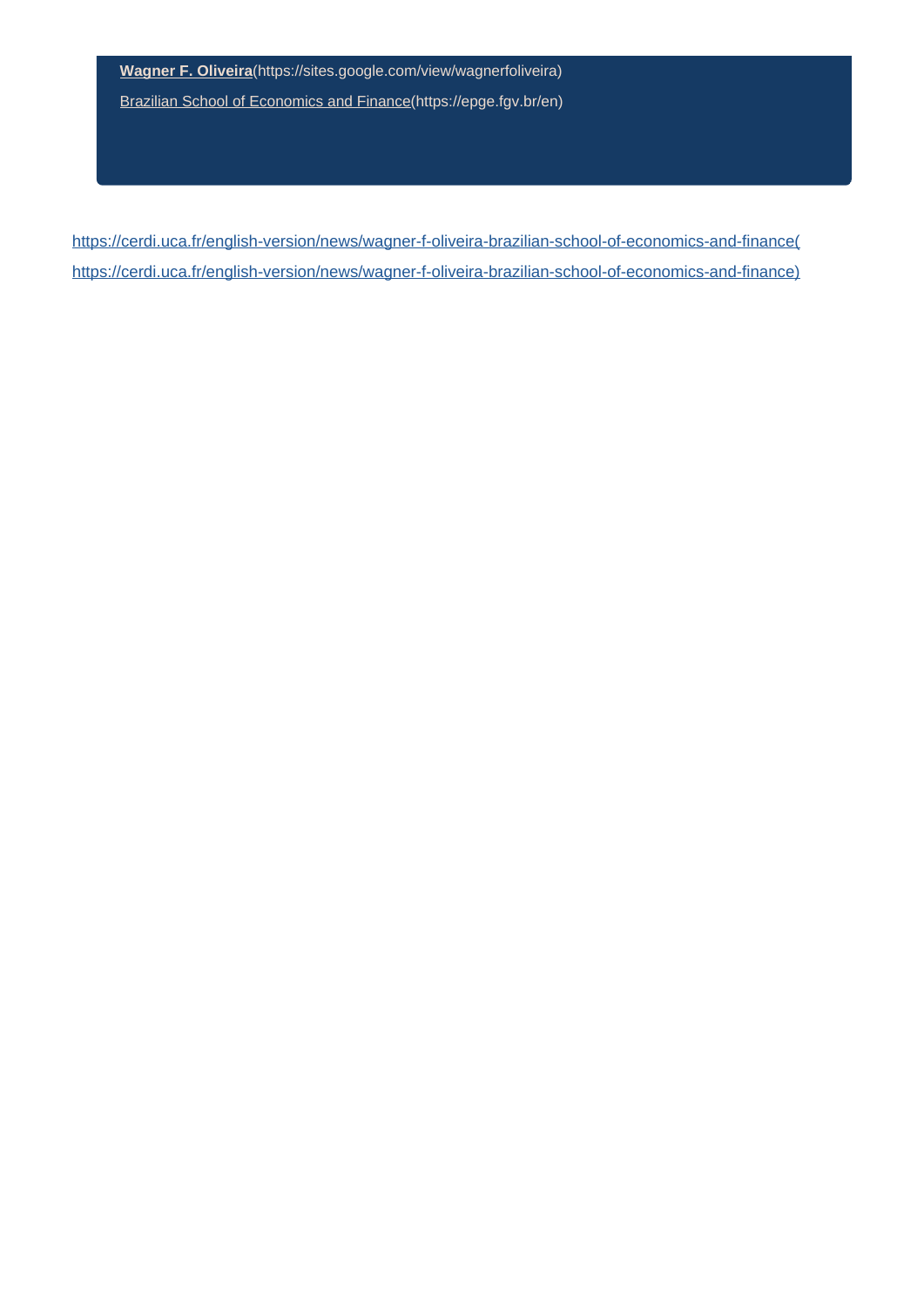**Wagner F. Oliveira**(https://sites.google.com/view/wagnerfoliveira)

Brazilian School of Economics and Finance(https://epge.fgv.br/en)

https://cerdi.uca.fr/english-version/news/wagner-f-oliveira-brazilian-school-of-economics-and-finance(
https://cerdi.uca.fr/english-version/news/wagner-f-oliveira-brazilian-school-of-economics-and-finance)